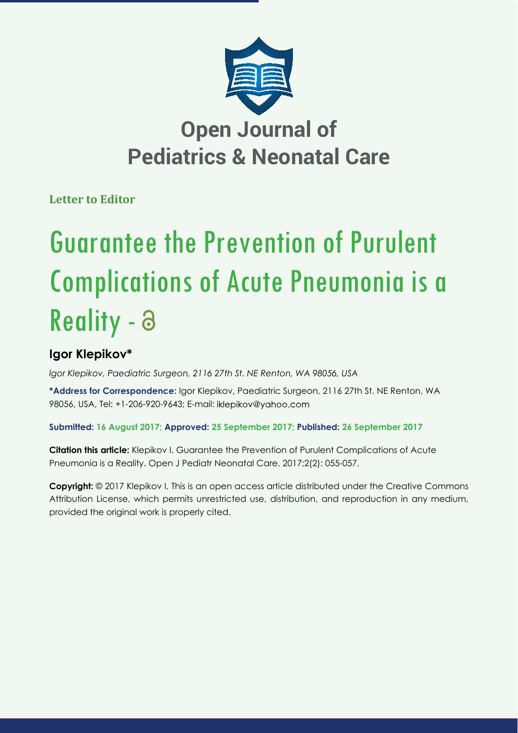**Letter to Editor**

# Guarantee the Prevention of Purulent Complications of Acute Pneumonia is a Reality -

## Igor Klepikov*

*Igor Klepikov, Paediatric Surgeon, 2116 27th St. NE Renton, WA 98056, USA*

**\*Address for Correspondence:** Igor Klepikov, Paediatric Surgeon, 2116 27th St. NE Renton, WA 98056, USA, Tel: +1-206-920-9643; E-mail: iklepikov@yahoo.com

**Submitted: 16 August 2017; Approved: 25 September 2017; Published: 26 September 2017**

**Citation this article:** Klepikov I. Guarantee the Prevention of Purulent Complications of Acute Pneumonia is a Reality. Open J Pediatr Neonatal Care. 2017;2(2): 055-057.

**Copyright:** © 2017 Klepikov I. This is an open access article distributed under the Creative Commons Attribution License, which permits unrestricted use, distribution, and reproduction in any medium, provided the original work is properly cited.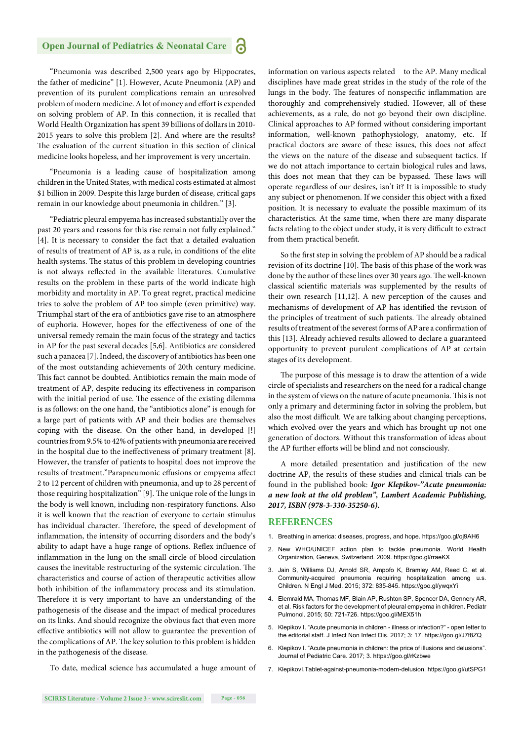"Pneumonia was described 2,500 years ago by Hippocrates, the father of medicine" [1]. However, Acute Pneumonia (AP) and prevention of its purulent complications remain an unresolved problem of modern medicine. A lot of money and effort is expended on solving problem of AP. In this connection, it is recalled that World Health Organization has spent 39 billions of dollars in 2010-2015 years to solve this problem [2]. And where are the results? The evaluation of the current situation in this section of clinical medicine looks hopeless, and her improvement is very uncertain.

"Pneumonia is a leading cause of hospitalization among children in the United States, with medical costs estimated at almost $1 billion in 2009. Despite this large burden of disease, critical gaps remain in our knowledge about pneumonia in children." [3].

"Pediatric pleural empyema has increased substantially over the past 20 years and reasons for this rise remain not fully explained." [4]. It is necessary to consider the fact that a detailed evaluation of results of treatment of AP is, as a rule, in conditions of the elite health systems. The status of this problem in developing countries is not always reflected in the available literatures. Cumulative results on the problem in these parts of the world indicate high morbidity and mortality in AP. To great regret, practical medicine tries to solve the problem of AP too simple (even primitive) way. Triumphal start of the era of antibiotics gave rise to an atmosphere of euphoria. However, hopes for the effectiveness of one of the universal remedy remain the main focus of the strategy and tactics in AP for the past several decades [5,6]. Antibiotics are considered such a panacea [7]. Indeed, the discovery of antibiotics has been one of the most outstanding achievements of 20th century medicine. This fact cannot be doubted. Antibiotics remain the main mode of treatment of AP, despite reducing its effectiveness in comparison with the initial period of use. The essence of the existing dilemma is as follows: on the one hand, the "antibiotics alone" is enough for a large part of patients with AP and their bodies are themselves coping with the disease. On the other hand, in developed [!] countries from 9.5% to 42% of patients with pneumonia are received in the hospital due to the ineffectiveness of primary treatment [8]. However, the transfer of patients to hospital does not improve the results of treatment."Parapneumonic effusions or empyema affect 2 to 12 percent of children with pneumonia, and up to 28 percent of those requiring hospitalization" [9]. The unique role of the lungs in the body is well known, including non-respiratory functions. Also it is well known that the reaction of everyone to certain stimulus has individual character. Therefore, the speed of development of inflammation, the intensity of occurring disorders and the body's ability to adapt have a huge range of options. Reflex influence of inflammation in the lung on the small circle of blood circulation causes the inevitable restructuring of the systemic circulation. The characteristics and course of action of therapeutic activities allow both inhibition of the inflammatory process and its stimulation. Therefore it is very important to have an understanding of the pathogenesis of the disease and the impact of medical procedures on its links. And should recognize the obvious fact that even more effective antibiotics will not allow to guarantee the prevention of the complications of AP. The key solution to this problem is hidden in the pathogenesis of the disease.

To date, medical science has accumulated a huge amount of information on various aspects related to the AP. Many medical disciplines have made great strides in the study of the role of the lungs in the body. The features of nonspecific inflammation are thoroughly and comprehensively studied. However, all of these achievements, as a rule, do not go beyond their own discipline. Clinical approaches to AP formed without considering important information, well-known pathophysiology, anatomy, etc. If practical doctors are aware of these issues, this does not affect the views on the nature of the disease and subsequent tactics. If we do not attach importance to certain biological rules and laws, this does not mean that they can be bypassed. These laws will operate regardless of our desires, isn't it? It is impossible to study any subject or phenomenon. If we consider this object with a fixed position. It is necessary to evaluate the possible maximum of its characteristics. At the same time, when there are many disparate facts relating to the object under study, it is very difficult to extract from them practical benefit.

So the first step in solving the problem of AP should be a radical revision of its doctrine [10]. The basis of this phase of the work was done by the author of these lines over 30 years ago. The well-known classical scientific materials was supplemented by the results of their own research [11,12]. A new perception of the causes and mechanisms of development of AP has identified the revision of the principles of treatment of such patients. The already obtained results of treatment of the severest forms of AP are a confirmation of this [13]. Already achieved results allowed to declare a guaranteed opportunity to prevent purulent complications of AP at certain stages of its development.

The purpose of this message is to draw the attention of a wide circle of specialists and researchers on the need for a radical change in the system of views on the nature of acute pneumonia. This is not only a primary and determining factor in solving the problem, but also the most difficult. We are talking about changing perceptions, which evolved over the years and which has brought up not one generation of doctors. Without this transformation of ideas about the AP further efforts will be blind and not consciously.

A more detailed presentation and justification of the new doctrine AP, the results of these studies and clinical trials can be found in the published book: ***Igor Klepikov-"Acute pneumonia: a new look at the old problem", Lambert Academic Publishing, 2017, ISBN (978-3-330-35250-6).***

## REFERENCES

1. Breathing in america: diseases, progress, and hope. https://goo.gl/oj9AH6
2. New WHO/UNICEF action plan to tackle pneumonia. World Health Organization, Geneva, Switzerland. 2009. https://goo.gl/rraeKX
3. Jain S, Williams DJ, Arnold SR, Ampofo K, Bramley AM, Reed C, et al. Community-acquired pneumonia requiring hospitalization among u.s. Children. N Engl J Med. 2015; 372: 835-845. https://goo.gl/ywqxYi
4. Elemraid MA, Thomas MF, Blain AP, Rushton SP, Spencer DA, Gennery AR, et al. Risk factors for the development of pleural empyema in children. Pediatr Pulmonol. 2015; 50: 721-726. https://goo.gl/MEX51h
5. Klepikov I. "Acute pneumonia in children - illness or infection?" - open letter to the editorial staff. J Infect Non Infect Dis. 2017; 3: 17. https://goo.gl/J7f8ZQ
6. Klepikov I. "Acute pneumonia in children: the price of illusions and delusions". Journal of Pediatric Care. 2017; 3. https://goo.gl/rKzbwe
7. KlepikovI.Tablet-against-pneumonia-modern-delusion. https://goo.gl/utSPG1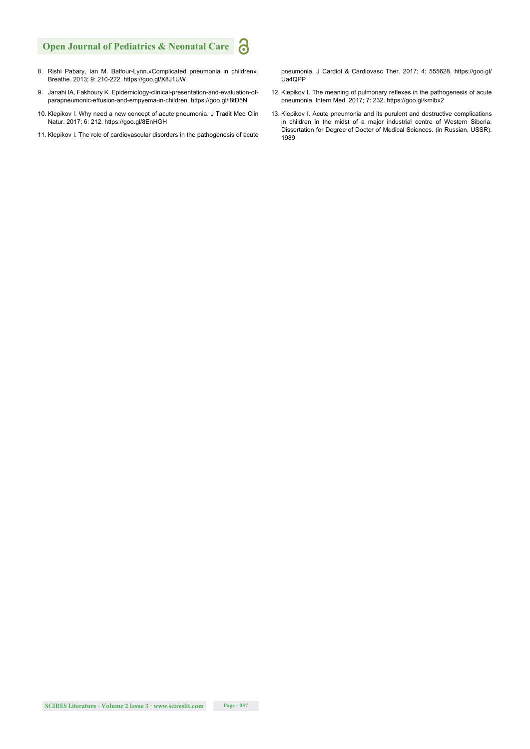8. Rishi Pabary, Ian M. Balfour-Lynn.»Complicated pneumonia in children». Breathe. 2013; 9: 210-222. https://goo.gl/X8J1UW

9. Janahi IA, Fakhoury K. Epidemiology-clinical-presentation-and-evaluation-of-parapneumonic-effusion-and-empyema-in-children. https://goo.gl/i8tD5N

10. Klepikov I. Why need a new concept of acute pneumonia. J Tradit Med Clin Natur. 2017; 6: 212. https://goo.gl/8EnHGH

11. Klepikov I. The role of cardiovascular disorders in the pathogenesis of acute pneumonia. J Cardiol & Cardiovasc Ther. 2017; 4: 555628. https://goo.gl/Ua4QPP

12. Klepikov I. The meaning of pulmonary reflexes in the pathogenesis of acute pneumonia. Intern Med. 2017; 7: 232. https://goo.gl/kmibx2

13. Klepikov I. Acute pneumonia and its purulent and destructive complications in children in the midst of a major industrial centre of Western Siberia. Dissertation for Degree of Doctor of Medical Sciences. (in Russian, USSR). 1989